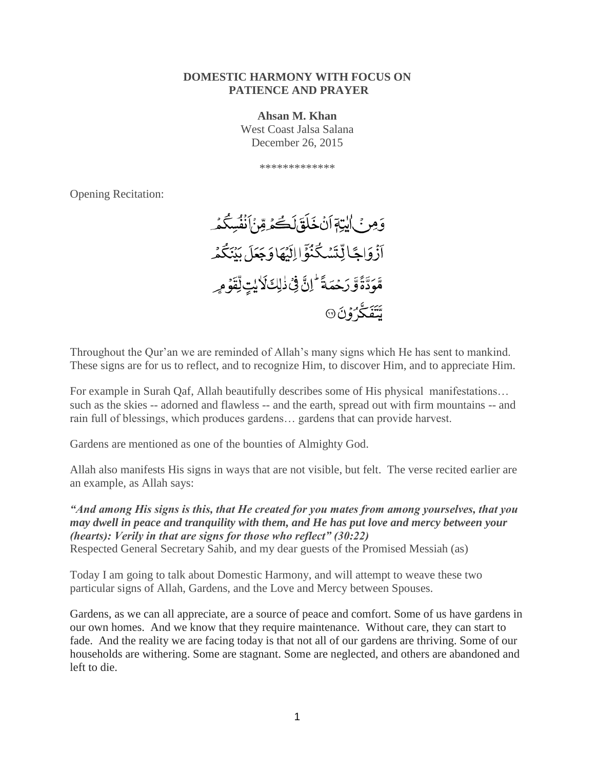**DOMESTIC HARMONY WITH FOCUS ON PATIENCE AND PRAYER**

**Ahsan M. Khan**
West Coast Jalsa Salana
December 26, 2015

\*\*\*\*\*\*\*\*\*\*\*\*\*

Opening Recitation:

وَمِنْ اٰيٰتِهٖٓ اَنْ خَلَقَ لَكُمْ مِّنْ اَنْفُسِكُمْ اَزْوَاجًا لِّتَسْكُنُوْٓا اِلَيْهَا وَجَعَلَ بَيْنَكُمْ مَّوَدَّةً وَّرَحْمَةً ؕ اِنَّ فِيْ ذٰلِكَ لَاٰيٰتٍ لِّقَوْمٍ يَّتَفَكَّرُوْنَ ﴿۲۲﴾

Throughout the Qur'an we are reminded of Allah's many signs which He has sent to mankind. These signs are for us to reflect, and to recognize Him, to discover Him, and to appreciate Him.

For example in Surah Qaf, Allah beautifully describes some of His physical manifestations… such as the skies -- adorned and flawless -- and the earth, spread out with firm mountains -- and rain full of blessings, which produces gardens… gardens that can provide harvest.

Gardens are mentioned as one of the bounties of Almighty God.

Allah also manifests His signs in ways that are not visible, but felt. The verse recited earlier are an example, as Allah says:

***"And among His signs is this, that He created for you mates from among yourselves, that you may dwell in peace and tranquility with them, and He has put love and mercy between your (hearts): Verily in that are signs for those who reflect" (30:22)***

Respected General Secretary Sahib, and my dear guests of the Promised Messiah (as)

Today I am going to talk about Domestic Harmony, and will attempt to weave these two particular signs of Allah, Gardens, and the Love and Mercy between Spouses.

Gardens, as we can all appreciate, are a source of peace and comfort. Some of us have gardens in our own homes. And we know that they require maintenance. Without care, they can start to fade. And the reality we are facing today is that not all of our gardens are thriving. Some of our households are withering. Some are stagnant. Some are neglected, and others are abandoned and left to die.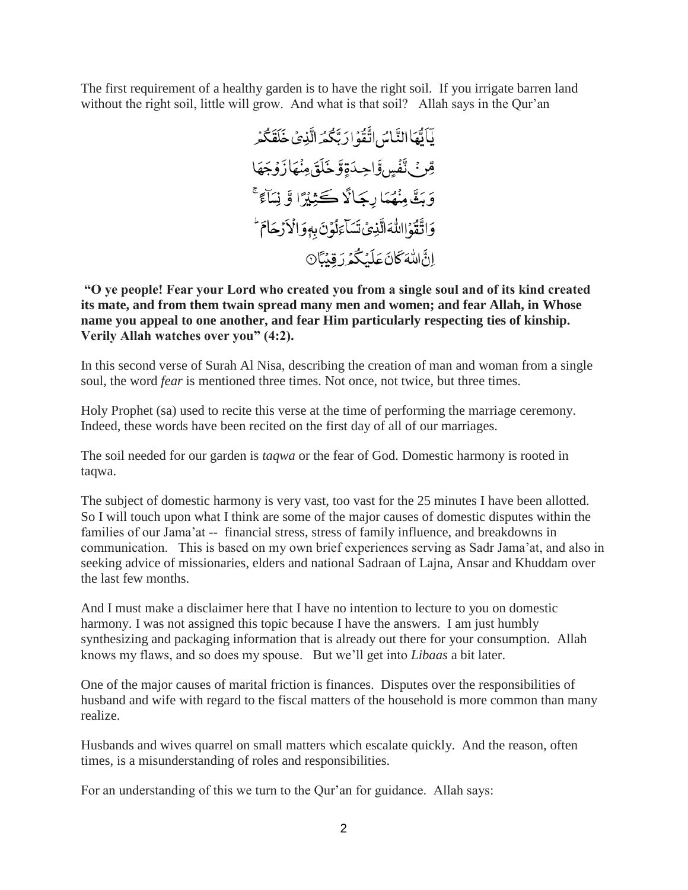The first requirement of a healthy garden is to have the right soil. If you irrigate barren land without the right soil, little will grow. And what is that soil? Allah says in the Qur'an

يَآَيُّهَا النَّاسُ اتَّقُوْا رَبَّكُمُ الَّذِىْ خَلَقَكُمْ مِّنْ نَّفْسٍ وَّاحِدَةٍ وَّخَلَقَ مِنْهَا زَوْجَهَا وَبَثَّ مِنْهُمَا رِجَالًا كَثِيْرًا وَّ نِسَآءً ۚ وَاتَّقُوا اللّٰهَ الَّذِىْ تَسَآءَلُوْنَ بِهٖ وَالْاَرْحَامَ ۗ اِنَّ اللّٰهَ كَانَ عَلَيْكُمْ رَقِيْبًا ۝

**"O ye people! Fear your Lord who created you from a single soul and of its kind created its mate, and from them twain spread many men and women; and fear Allah, in Whose name you appeal to one another, and fear Him particularly respecting ties of kinship. Verily Allah watches over you" (4:2).**

In this second verse of Surah Al Nisa, describing the creation of man and woman from a single soul, the word *fear* is mentioned three times. Not once, not twice, but three times.

Holy Prophet (sa) used to recite this verse at the time of performing the marriage ceremony. Indeed, these words have been recited on the first day of all of our marriages.

The soil needed for our garden is *taqwa* or the fear of God. Domestic harmony is rooted in taqwa.

The subject of domestic harmony is very vast, too vast for the 25 minutes I have been allotted. So I will touch upon what I think are some of the major causes of domestic disputes within the families of our Jama'at -- financial stress, stress of family influence, and breakdowns in communication. This is based on my own brief experiences serving as Sadr Jama'at, and also in seeking advice of missionaries, elders and national Sadraan of Lajna, Ansar and Khuddam over the last few months.

And I must make a disclaimer here that I have no intention to lecture to you on domestic harmony. I was not assigned this topic because I have the answers. I am just humbly synthesizing and packaging information that is already out there for your consumption. Allah knows my flaws, and so does my spouse. But we'll get into *Libaas* a bit later.

One of the major causes of marital friction is finances. Disputes over the responsibilities of husband and wife with regard to the fiscal matters of the household is more common than many realize.

Husbands and wives quarrel on small matters which escalate quickly. And the reason, often times, is a misunderstanding of roles and responsibilities.

For an understanding of this we turn to the Qur'an for guidance. Allah says: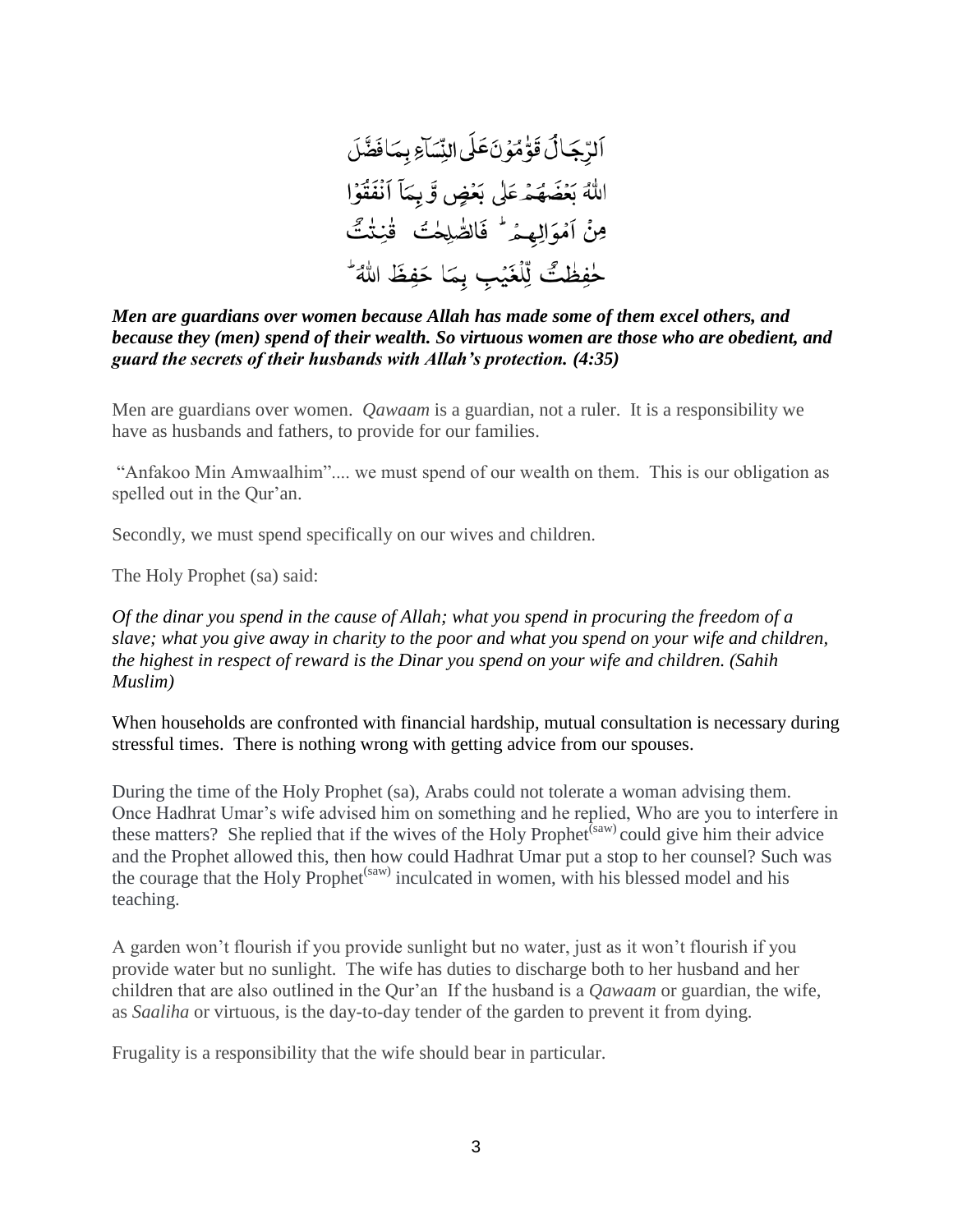اَلرِّجَالُ قَوّٰمُوْنَ عَلَى النِّسَآءِ بِمَا فَضَّلَ اللّٰهُ بَعْضَهُمْ عَلٰى بَعْضٍ وَّ بِمَآ اَنْفَقُوْا مِنْ اَمْوَالِهِمْ ؕ فَالصّٰلِحٰتُ قٰنِتٰتٌ حٰفِظٰتٌ لِّلْغَيْبِ بِمَا حَفِظَ اللّٰهُ ؕ

***Men are guardians over women because Allah has made some of them excel others, and because they (men) spend of their wealth. So virtuous women are those who are obedient, and guard the secrets of their husbands with Allah's protection. (4:35)***

Men are guardians over women. *Qawaam* is a guardian, not a ruler. It is a responsibility we have as husbands and fathers, to provide for our families.

"Anfakoo Min Amwaalhim".... we must spend of our wealth on them. This is our obligation as spelled out in the Qur'an.

Secondly, we must spend specifically on our wives and children.

The Holy Prophet (sa) said:

*Of the dinar you spend in the cause of Allah; what you spend in procuring the freedom of a slave; what you give away in charity to the poor and what you spend on your wife and children, the highest in respect of reward is the Dinar you spend on your wife and children. (Sahih Muslim)*

When households are confronted with financial hardship, mutual consultation is necessary during stressful times. There is nothing wrong with getting advice from our spouses.

During the time of the Holy Prophet (sa), Arabs could not tolerate a woman advising them. Once Hadhrat Umar's wife advised him on something and he replied, Who are you to interfere in these matters? She replied that if the wives of the Holy Prophet(saw) could give him their advice and the Prophet allowed this, then how could Hadhrat Umar put a stop to her counsel? Such was the courage that the Holy Prophet(saw) inculcated in women, with his blessed model and his teaching.

A garden won't flourish if you provide sunlight but no water, just as it won't flourish if you provide water but no sunlight. The wife has duties to discharge both to her husband and her children that are also outlined in the Qur'an If the husband is a *Qawaam* or guardian, the wife, as *Saaliha* or virtuous, is the day-to-day tender of the garden to prevent it from dying.

Frugality is a responsibility that the wife should bear in particular.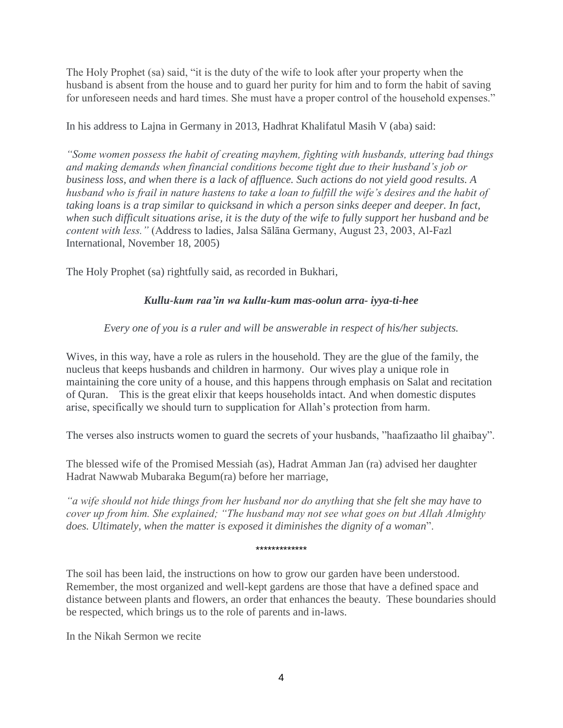The Holy Prophet (sa) said, "it is the duty of the wife to look after your property when the husband is absent from the house and to guard her purity for him and to form the habit of saving for unforeseen needs and hard times. She must have a proper control of the household expenses."

In his address to Lajna in Germany in 2013, Hadhrat Khalifatul Masih V (aba) said:

*"Some women possess the habit of creating mayhem, fighting with husbands, uttering bad things and making demands when financial conditions become tight due to their husband's job or business loss, and when there is a lack of affluence. Such actions do not yield good results. A husband who is frail in nature hastens to take a loan to fulfill the wife's desires and the habit of taking loans is a trap similar to quicksand in which a person sinks deeper and deeper. In fact, when such difficult situations arise, it is the duty of the wife to fully support her husband and be content with less."* (Address to ladies, Jalsa Sālāna Germany, August 23, 2003, Al-Fazl International, November 18, 2005)

The Holy Prophet (sa) rightfully said, as recorded in Bukhari,

***Kullu-kum raa'in wa kullu-kum mas-oolun arra- iyya-ti-hee***

*Every one of you is a ruler and will be answerable in respect of his/her subjects.*

Wives, in this way, have a role as rulers in the household. They are the glue of the family, the nucleus that keeps husbands and children in harmony. Our wives play a unique role in maintaining the core unity of a house, and this happens through emphasis on Salat and recitation of Quran. This is the great elixir that keeps households intact. And when domestic disputes arise, specifically we should turn to supplication for Allah's protection from harm.

The verses also instructs women to guard the secrets of your husbands, "haafizaatho lil ghaibay".

The blessed wife of the Promised Messiah (as), Hadrat Amman Jan (ra) advised her daughter Hadrat Nawwab Mubaraka Begum(ra) before her marriage,

*"a wife should not hide things from her husband nor do anything that she felt she may have to cover up from him. She explained; "The husband may not see what goes on but Allah Almighty does. Ultimately, when the matter is exposed it diminishes the dignity of a woman*".

*************

The soil has been laid, the instructions on how to grow our garden have been understood. Remember, the most organized and well-kept gardens are those that have a defined space and distance between plants and flowers, an order that enhances the beauty. These boundaries should be respected, which brings us to the role of parents and in-laws.

In the Nikah Sermon we recite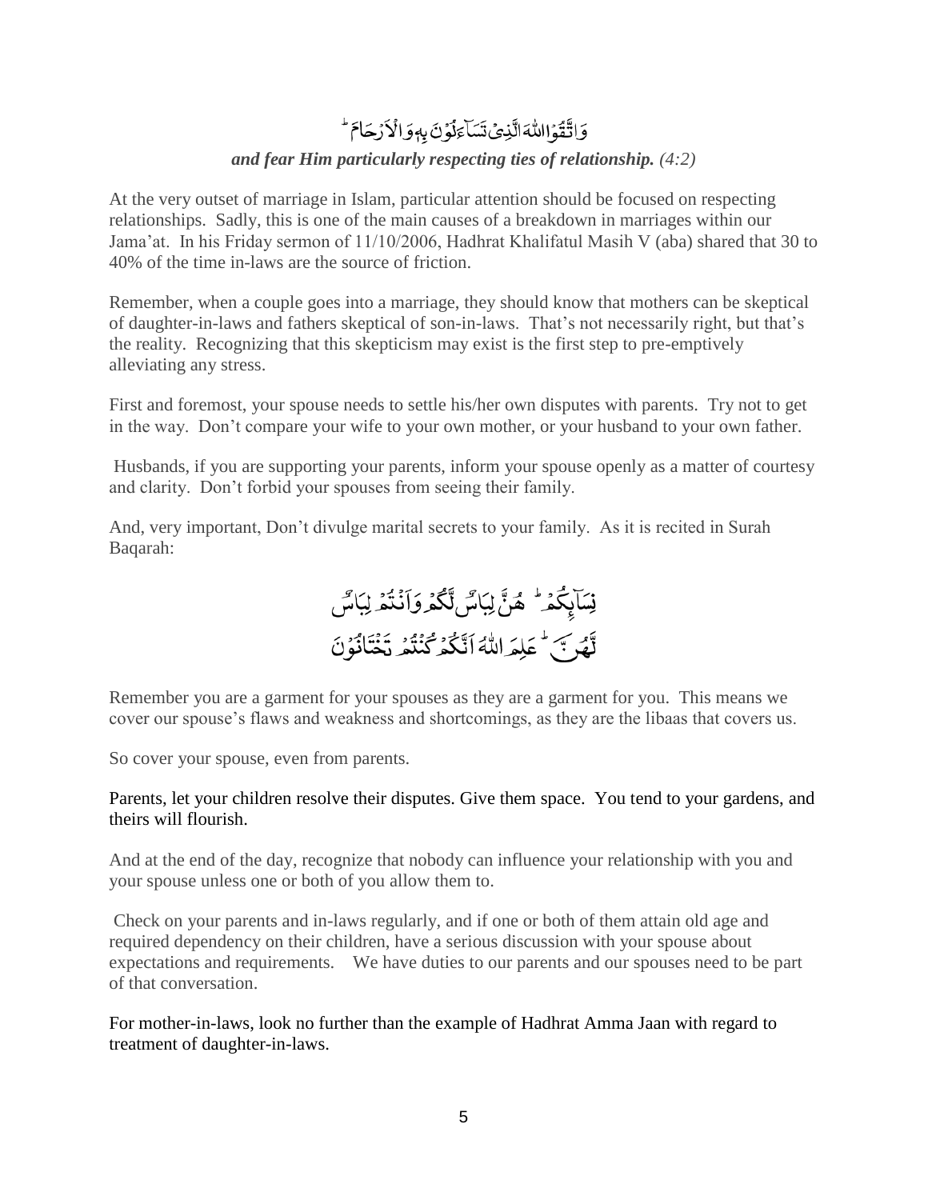وَاتَّقُوا اللّٰهَ الَّذِيْ تَسَآءَلُوْنَ بِهٖ وَالْاَرْحَامَ ؕ

***and fear Him particularly respecting ties of relationship.*** *(4:2)*

At the very outset of marriage in Islam, particular attention should be focused on respecting relationships. Sadly, this is one of the main causes of a breakdown in marriages within our Jama'at. In his Friday sermon of 11/10/2006, Hadhrat Khalifatul Masih V (aba) shared that 30 to 40% of the time in-laws are the source of friction.

Remember, when a couple goes into a marriage, they should know that mothers can be skeptical of daughter-in-laws and fathers skeptical of son-in-laws. That's not necessarily right, but that's the reality. Recognizing that this skepticism may exist is the first step to pre-emptively alleviating any stress.

First and foremost, your spouse needs to settle his/her own disputes with parents. Try not to get in the way. Don't compare your wife to your own mother, or your husband to your own father.

Husbands, if you are supporting your parents, inform your spouse openly as a matter of courtesy and clarity. Don't forbid your spouses from seeing their family.

And, very important, Don't divulge marital secrets to your family. As it is recited in Surah Baqarah:

نِسَآئِكُمْ ؕ هُنَّ لِبَاسٌ لَّكُمْ وَاَنْتُمْ لِبَاسٌ
لَّهُنَّ ؕ عَلِمَ اللّٰهُ اَنَّكُمْ كُنْتُمْ تَخْتَانُوْنَ

Remember you are a garment for your spouses as they are a garment for you. This means we cover our spouse's flaws and weakness and shortcomings, as they are the libaas that covers us.

So cover your spouse, even from parents.

Parents, let your children resolve their disputes. Give them space. You tend to your gardens, and theirs will flourish.

And at the end of the day, recognize that nobody can influence your relationship with you and your spouse unless one or both of you allow them to.

Check on your parents and in-laws regularly, and if one or both of them attain old age and required dependency on their children, have a serious discussion with your spouse about expectations and requirements. We have duties to our parents and our spouses need to be part of that conversation.

For mother-in-laws, look no further than the example of Hadhrat Amma Jaan with regard to treatment of daughter-in-laws.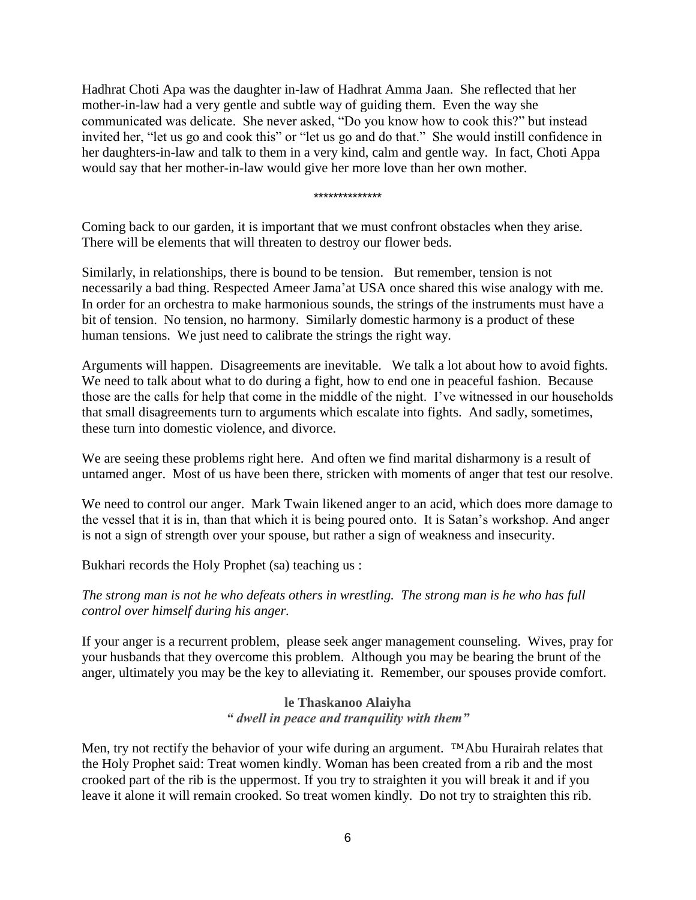Hadhrat Choti Apa was the daughter in-law of Hadhrat Amma Jaan. She reflected that her mother-in-law had a very gentle and subtle way of guiding them. Even the way she communicated was delicate. She never asked, "Do you know how to cook this?" but instead invited her, "let us go and cook this" or "let us go and do that." She would instill confidence in her daughters-in-law and talk to them in a very kind, calm and gentle way. In fact, Choti Appa would say that her mother-in-law would give her more love than her own mother.

**************

Coming back to our garden, it is important that we must confront obstacles when they arise. There will be elements that will threaten to destroy our flower beds.

Similarly, in relationships, there is bound to be tension. But remember, tension is not necessarily a bad thing. Respected Ameer Jama'at USA once shared this wise analogy with me. In order for an orchestra to make harmonious sounds, the strings of the instruments must have a bit of tension. No tension, no harmony. Similarly domestic harmony is a product of these human tensions. We just need to calibrate the strings the right way.

Arguments will happen. Disagreements are inevitable. We talk a lot about how to avoid fights. We need to talk about what to do during a fight, how to end one in peaceful fashion. Because those are the calls for help that come in the middle of the night. I've witnessed in our households that small disagreements turn to arguments which escalate into fights. And sadly, sometimes, these turn into domestic violence, and divorce.

We are seeing these problems right here. And often we find marital disharmony is a result of untamed anger. Most of us have been there, stricken with moments of anger that test our resolve.

We need to control our anger. Mark Twain likened anger to an acid, which does more damage to the vessel that it is in, than that which it is being poured onto. It is Satan's workshop. And anger is not a sign of strength over your spouse, but rather a sign of weakness and insecurity.

Bukhari records the Holy Prophet (sa) teaching us :

*The strong man is not he who defeats others in wrestling. The strong man is he who has full control over himself during his anger.*

If your anger is a recurrent problem, please seek anger management counseling. Wives, pray for your husbands that they overcome this problem. Although you may be bearing the brunt of the anger, ultimately you may be the key to alleviating it. Remember, our spouses provide comfort.

**le Thaskanoo Alaiyha**

***" dwell in peace and tranquility with them"***

Men, try not rectify the behavior of your wife during an argument. ™Abu Hurairah relates that the Holy Prophet said: Treat women kindly. Woman has been created from a rib and the most crooked part of the rib is the uppermost. If you try to straighten it you will break it and if you leave it alone it will remain crooked. So treat women kindly. Do not try to straighten this rib.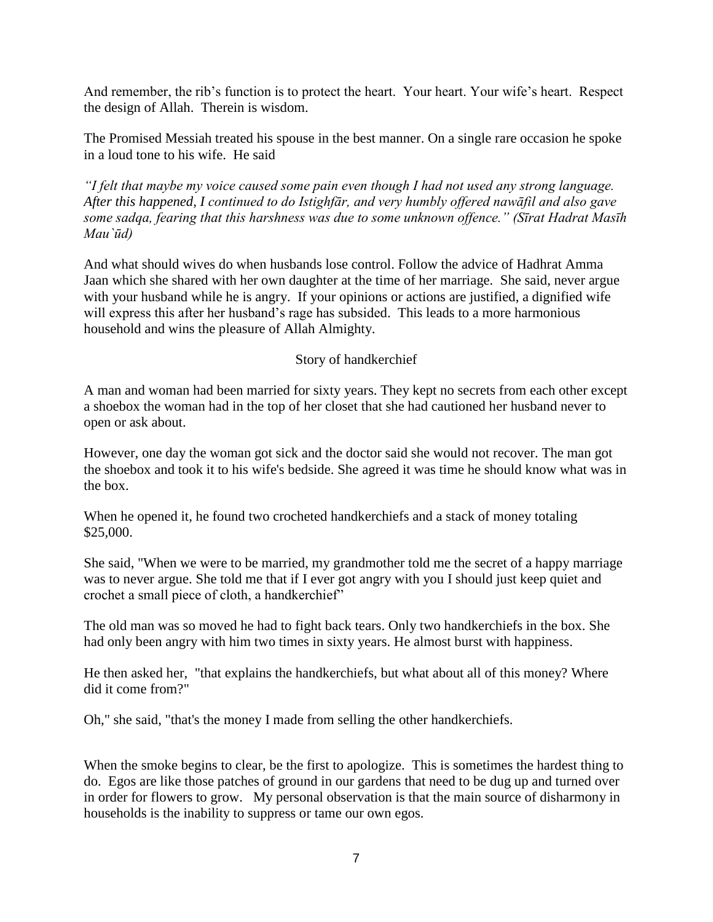And remember, the rib's function is to protect the heart. Your heart. Your wife's heart. Respect the design of Allah. Therein is wisdom.

The Promised Messiah treated his spouse in the best manner. On a single rare occasion he spoke in a loud tone to his wife. He said

*"I felt that maybe my voice caused some pain even though I had not used any strong language. After this happened, I continued to do Istighfār, and very humbly offered nawāfil and also gave some sadqa, fearing that this harshness was due to some unknown offence." (Sīrat Hadrat Masīh Mau`ūd)*

And what should wives do when husbands lose control. Follow the advice of Hadhrat Amma Jaan which she shared with her own daughter at the time of her marriage. She said, never argue with your husband while he is angry. If your opinions or actions are justified, a dignified wife will express this after her husband's rage has subsided. This leads to a more harmonious household and wins the pleasure of Allah Almighty.

Story of handkerchief

A man and woman had been married for sixty years. They kept no secrets from each other except a shoebox the woman had in the top of her closet that she had cautioned her husband never to open or ask about.

However, one day the woman got sick and the doctor said she would not recover. The man got the shoebox and took it to his wife's bedside. She agreed it was time he should know what was in the box.

When he opened it, he found two crocheted handkerchiefs and a stack of money totaling $25,000.

She said, "When we were to be married, my grandmother told me the secret of a happy marriage was to never argue. She told me that if I ever got angry with you I should just keep quiet and crochet a small piece of cloth, a handkerchief"

The old man was so moved he had to fight back tears. Only two handkerchiefs in the box. She had only been angry with him two times in sixty years. He almost burst with happiness.

He then asked her, "that explains the handkerchiefs, but what about all of this money? Where did it come from?"

Oh," she said, "that's the money I made from selling the other handkerchiefs.

When the smoke begins to clear, be the first to apologize. This is sometimes the hardest thing to do. Egos are like those patches of ground in our gardens that need to be dug up and turned over in order for flowers to grow. My personal observation is that the main source of disharmony in households is the inability to suppress or tame our own egos.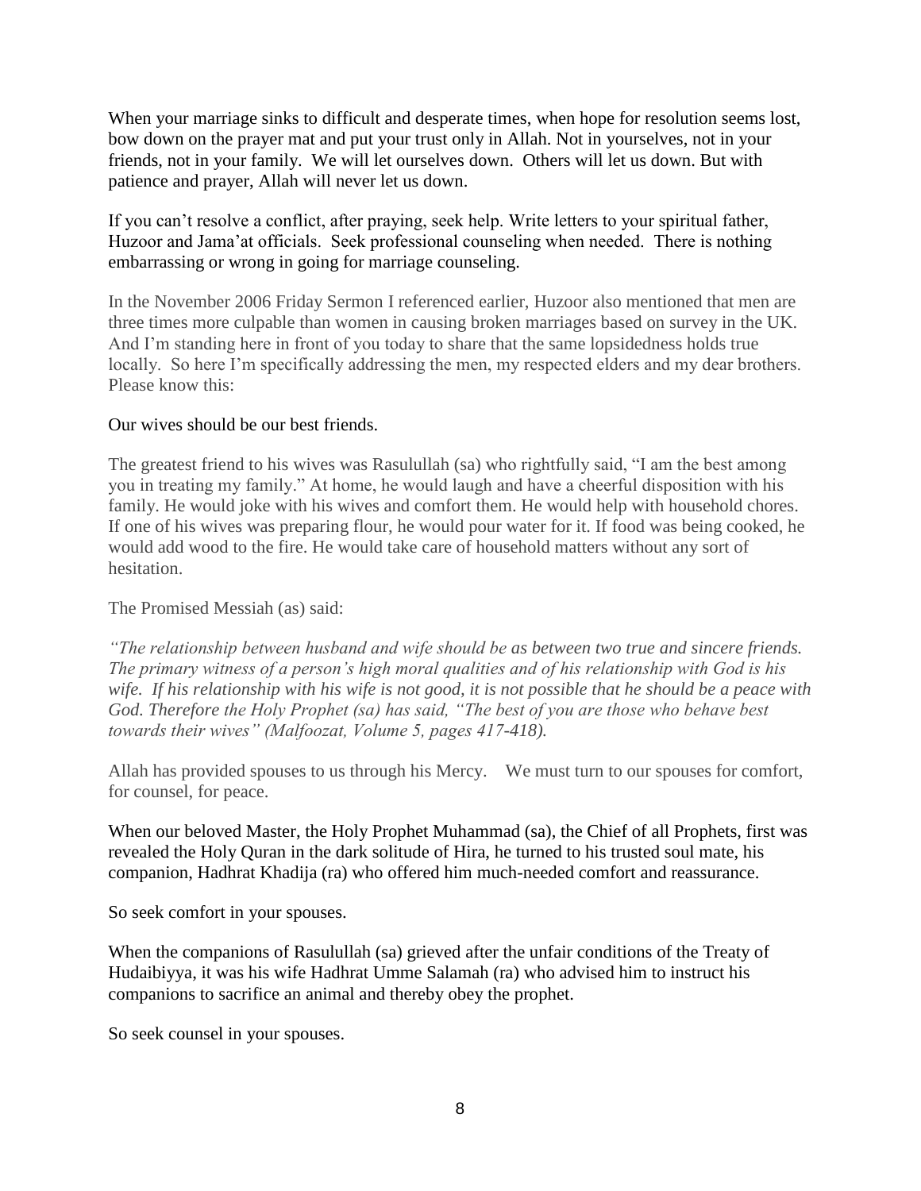When your marriage sinks to difficult and desperate times, when hope for resolution seems lost, bow down on the prayer mat and put your trust only in Allah. Not in yourselves, not in your friends, not in your family. We will let ourselves down. Others will let us down. But with patience and prayer, Allah will never let us down.

If you can't resolve a conflict, after praying, seek help. Write letters to your spiritual father, Huzoor and Jama'at officials. Seek professional counseling when needed. There is nothing embarrassing or wrong in going for marriage counseling.

In the November 2006 Friday Sermon I referenced earlier, Huzoor also mentioned that men are three times more culpable than women in causing broken marriages based on survey in the UK. And I'm standing here in front of you today to share that the same lopsidedness holds true locally. So here I'm specifically addressing the men, my respected elders and my dear brothers. Please know this:

Our wives should be our best friends.

The greatest friend to his wives was Rasulullah (sa) who rightfully said, "I am the best among you in treating my family." At home, he would laugh and have a cheerful disposition with his family. He would joke with his wives and comfort them. He would help with household chores. If one of his wives was preparing flour, he would pour water for it. If food was being cooked, he would add wood to the fire. He would take care of household matters without any sort of hesitation.

The Promised Messiah (as) said:

*"The relationship between husband and wife should be as between two true and sincere friends. The primary witness of a person's high moral qualities and of his relationship with God is his wife. If his relationship with his wife is not good, it is not possible that he should be a peace with God. Therefore the Holy Prophet (sa) has said, "The best of you are those who behave best towards their wives" (Malfoozat, Volume 5, pages 417-418).*

Allah has provided spouses to us through his Mercy. We must turn to our spouses for comfort, for counsel, for peace.

When our beloved Master, the Holy Prophet Muhammad (sa), the Chief of all Prophets, first was revealed the Holy Quran in the dark solitude of Hira, he turned to his trusted soul mate, his companion, Hadhrat Khadija (ra) who offered him much-needed comfort and reassurance.

So seek comfort in your spouses.

When the companions of Rasulullah (sa) grieved after the unfair conditions of the Treaty of Hudaibiyya, it was his wife Hadhrat Umme Salamah (ra) who advised him to instruct his companions to sacrifice an animal and thereby obey the prophet.

So seek counsel in your spouses.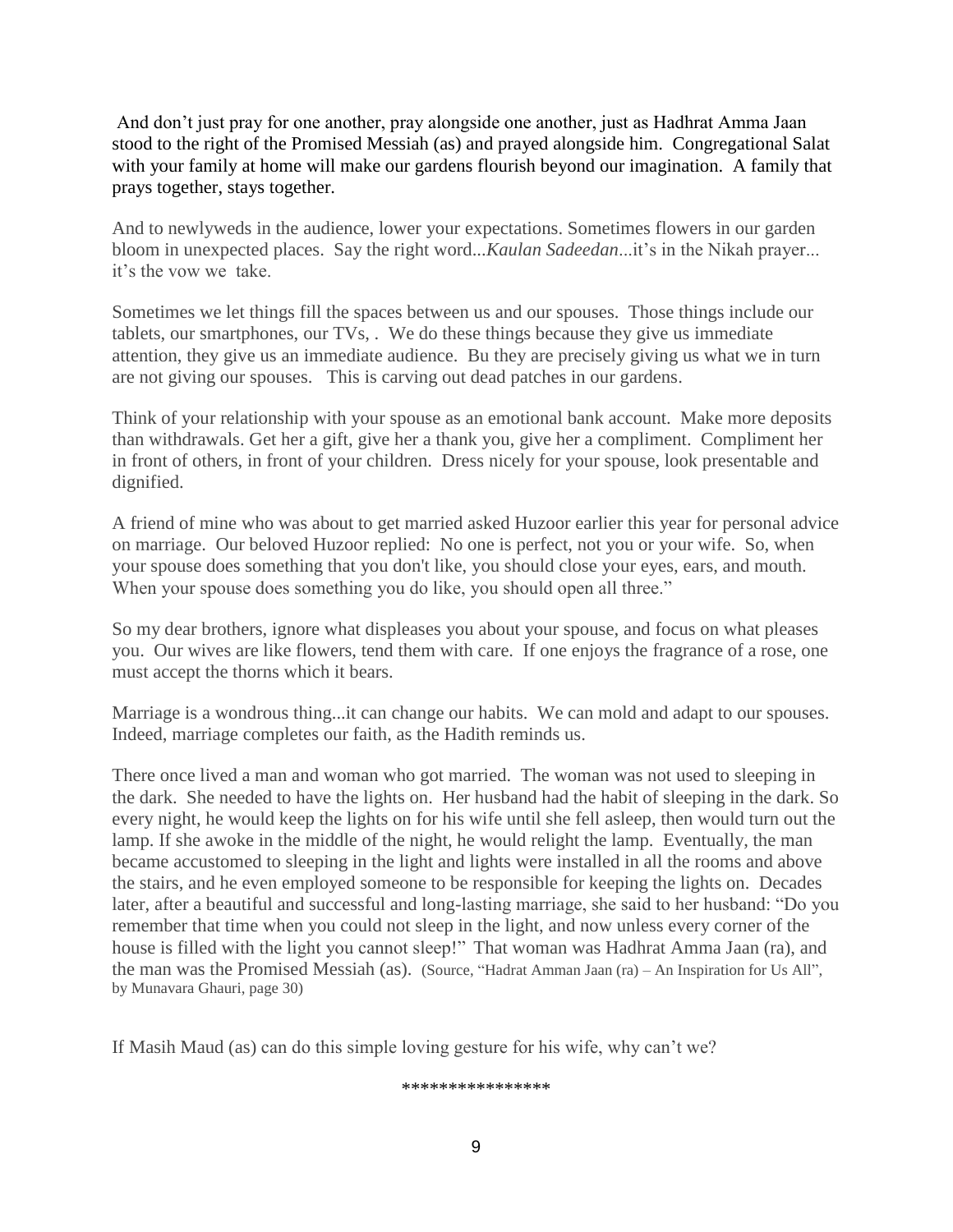And don't just pray for one another, pray alongside one another, just as Hadhrat Amma Jaan stood to the right of the Promised Messiah (as) and prayed alongside him. Congregational Salat with your family at home will make our gardens flourish beyond our imagination. A family that prays together, stays together.

And to newlyweds in the audience, lower your expectations. Sometimes flowers in our garden bloom in unexpected places. Say the right word...*Kaulan Sadeedan*...it's in the Nikah prayer... it's the vow we take.

Sometimes we let things fill the spaces between us and our spouses. Those things include our tablets, our smartphones, our TVs, . We do these things because they give us immediate attention, they give us an immediate audience. Bu they are precisely giving us what we in turn are not giving our spouses. This is carving out dead patches in our gardens.

Think of your relationship with your spouse as an emotional bank account. Make more deposits than withdrawals. Get her a gift, give her a thank you, give her a compliment. Compliment her in front of others, in front of your children. Dress nicely for your spouse, look presentable and dignified.

A friend of mine who was about to get married asked Huzoor earlier this year for personal advice on marriage. Our beloved Huzoor replied: No one is perfect, not you or your wife. So, when your spouse does something that you don't like, you should close your eyes, ears, and mouth. When your spouse does something you do like, you should open all three."

So my dear brothers, ignore what displeases you about your spouse, and focus on what pleases you. Our wives are like flowers, tend them with care. If one enjoys the fragrance of a rose, one must accept the thorns which it bears.

Marriage is a wondrous thing...it can change our habits. We can mold and adapt to our spouses. Indeed, marriage completes our faith, as the Hadith reminds us.

There once lived a man and woman who got married. The woman was not used to sleeping in the dark. She needed to have the lights on. Her husband had the habit of sleeping in the dark. So every night, he would keep the lights on for his wife until she fell asleep, then would turn out the lamp. If she awoke in the middle of the night, he would relight the lamp. Eventually, the man became accustomed to sleeping in the light and lights were installed in all the rooms and above the stairs, and he even employed someone to be responsible for keeping the lights on. Decades later, after a beautiful and successful and long-lasting marriage, she said to her husband: "Do you remember that time when you could not sleep in the light, and now unless every corner of the house is filled with the light you cannot sleep!" That woman was Hadhrat Amma Jaan (ra), and the man was the Promised Messiah (as). (Source, "Hadrat Amman Jaan (ra) – An Inspiration for Us All", by Munavara Ghauri, page 30)

If Masih Maud (as) can do this simple loving gesture for his wife, why can't we?

****************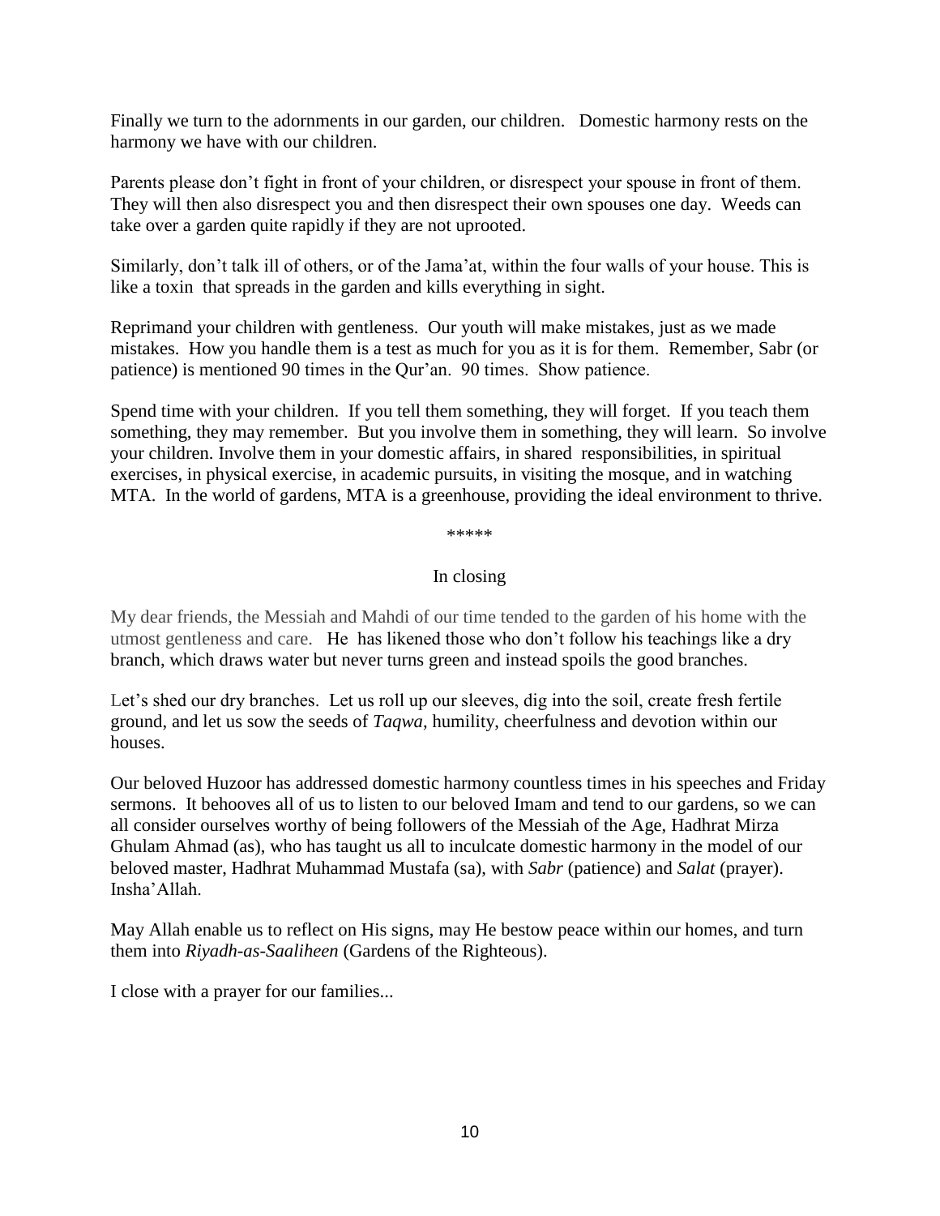Finally we turn to the adornments in our garden, our children. Domestic harmony rests on the harmony we have with our children.

Parents please don't fight in front of your children, or disrespect your spouse in front of them. They will then also disrespect you and then disrespect their own spouses one day. Weeds can take over a garden quite rapidly if they are not uprooted.

Similarly, don't talk ill of others, or of the Jama'at, within the four walls of your house. This is like a toxin that spreads in the garden and kills everything in sight.

Reprimand your children with gentleness. Our youth will make mistakes, just as we made mistakes. How you handle them is a test as much for you as it is for them. Remember, Sabr (or patience) is mentioned 90 times in the Qur'an. 90 times. Show patience.

Spend time with your children. If you tell them something, they will forget. If you teach them something, they may remember. But you involve them in something, they will learn. So involve your children. Involve them in your domestic affairs, in shared responsibilities, in spiritual exercises, in physical exercise, in academic pursuits, in visiting the mosque, and in watching MTA. In the world of gardens, MTA is a greenhouse, providing the ideal environment to thrive.

*****

## In closing

My dear friends, the Messiah and Mahdi of our time tended to the garden of his home with the utmost gentleness and care. He has likened those who don't follow his teachings like a dry branch, which draws water but never turns green and instead spoils the good branches.

Let's shed our dry branches. Let us roll up our sleeves, dig into the soil, create fresh fertile ground, and let us sow the seeds of *Taqwa*, humility, cheerfulness and devotion within our houses.

Our beloved Huzoor has addressed domestic harmony countless times in his speeches and Friday sermons. It behooves all of us to listen to our beloved Imam and tend to our gardens, so we can all consider ourselves worthy of being followers of the Messiah of the Age, Hadhrat Mirza Ghulam Ahmad (as), who has taught us all to inculcate domestic harmony in the model of our beloved master, Hadhrat Muhammad Mustafa (sa), with *Sabr* (patience) and *Salat* (prayer). Insha'Allah.

May Allah enable us to reflect on His signs, may He bestow peace within our homes, and turn them into *Riyadh-as-Saaliheen* (Gardens of the Righteous).

I close with a prayer for our families...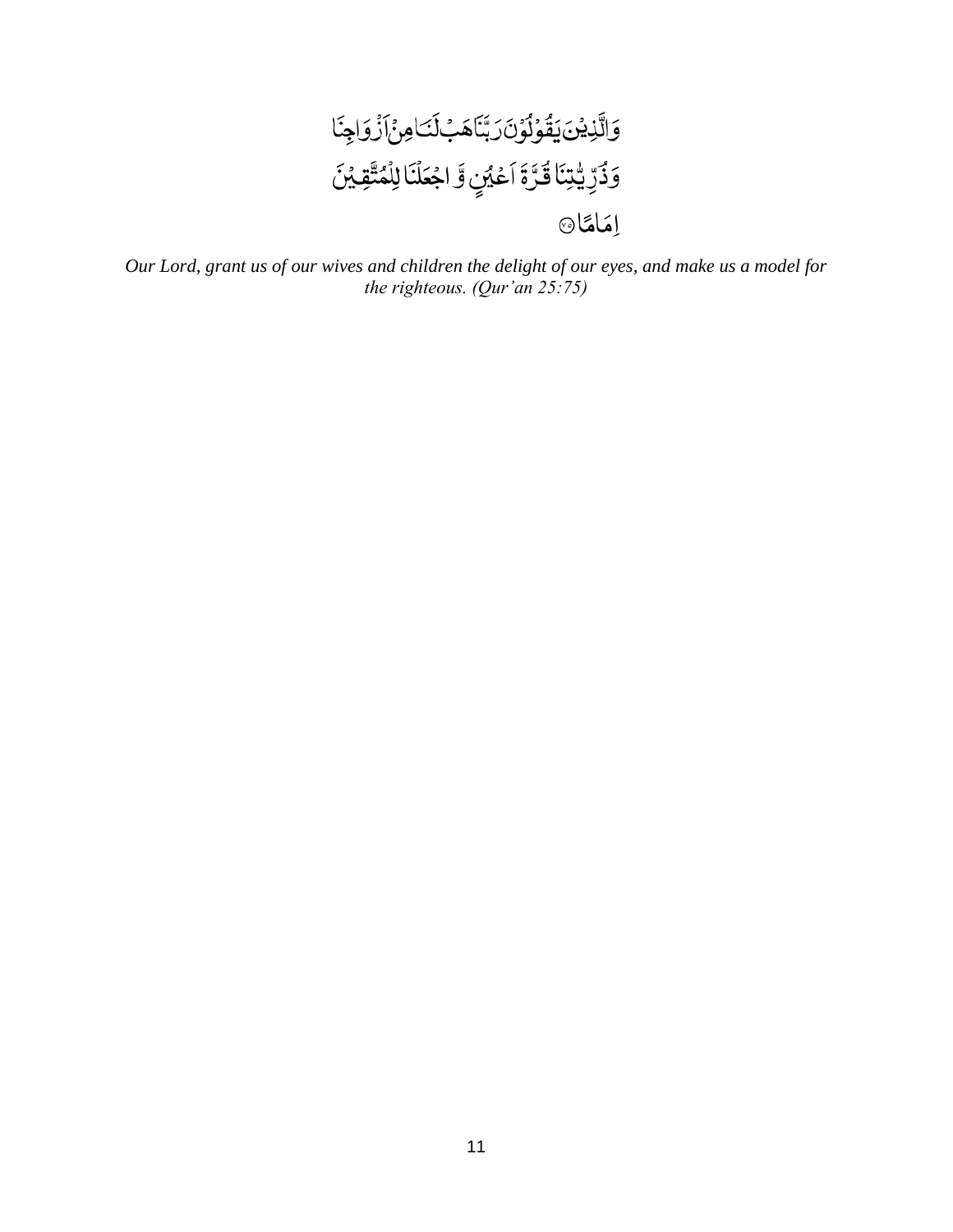وَالَّذِيْنَ يَقُوْلُوْنَ رَبَّنَا هَبْ لَنَا مِنْ اَزْوَاجِنَا

وَذُرِّيّٰتِنَا قُرَّةَ اَعْيُنٍ وَّ اجْعَلْنَا لِلْمُتَّقِيْنَ

اِمَامًا ۝٧٥

*Our Lord, grant us of our wives and children the delight of our eyes, and make us a model for the righteous. (Qur'an 25:75)*